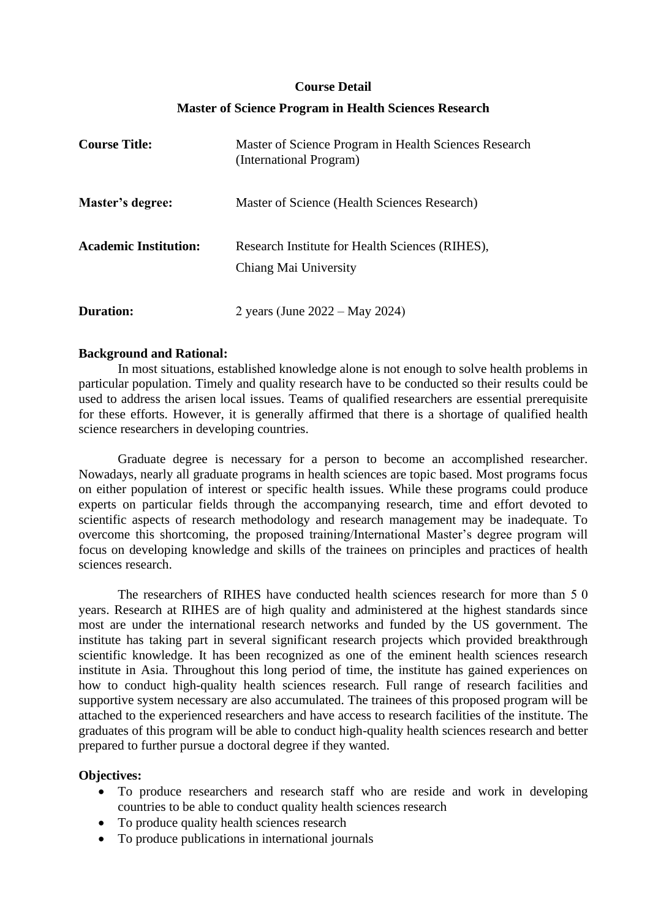**Course Detail**

**Master of Science Program in Health Sciences Research**

| | |
|---|---|
| **Course Title:** | Master of Science Program in Health Sciences Research (International Program) |
| **Master's degree:** | Master of Science (Health Sciences Research) |
| **Academic Institution:** | Research Institute for Health Sciences (RIHES), Chiang Mai University |
| **Duration:** | 2 years (June 2022 – May 2024) |

**Background and Rational:**

In most situations, established knowledge alone is not enough to solve health problems in particular population. Timely and quality research have to be conducted so their results could be used to address the arisen local issues. Teams of qualified researchers are essential prerequisite for these efforts. However, it is generally affirmed that there is a shortage of qualified health science researchers in developing countries.

Graduate degree is necessary for a person to become an accomplished researcher. Nowadays, nearly all graduate programs in health sciences are topic based. Most programs focus on either population of interest or specific health issues. While these programs could produce experts on particular fields through the accompanying research, time and effort devoted to scientific aspects of research methodology and research management may be inadequate. To overcome this shortcoming, the proposed training/International Master's degree program will focus on developing knowledge and skills of the trainees on principles and practices of health sciences research.

The researchers of RIHES have conducted health sciences research for more than 5 0 years. Research at RIHES are of high quality and administered at the highest standards since most are under the international research networks and funded by the US government. The institute has taking part in several significant research projects which provided breakthrough scientific knowledge. It has been recognized as one of the eminent health sciences research institute in Asia. Throughout this long period of time, the institute has gained experiences on how to conduct high-quality health sciences research. Full range of research facilities and supportive system necessary are also accumulated. The trainees of this proposed program will be attached to the experienced researchers and have access to research facilities of the institute. The graduates of this program will be able to conduct high-quality health sciences research and better prepared to further pursue a doctoral degree if they wanted.

**Objectives:**

- To produce researchers and research staff who are reside and work in developing countries to be able to conduct quality health sciences research
- To produce quality health sciences research
- To produce publications in international journals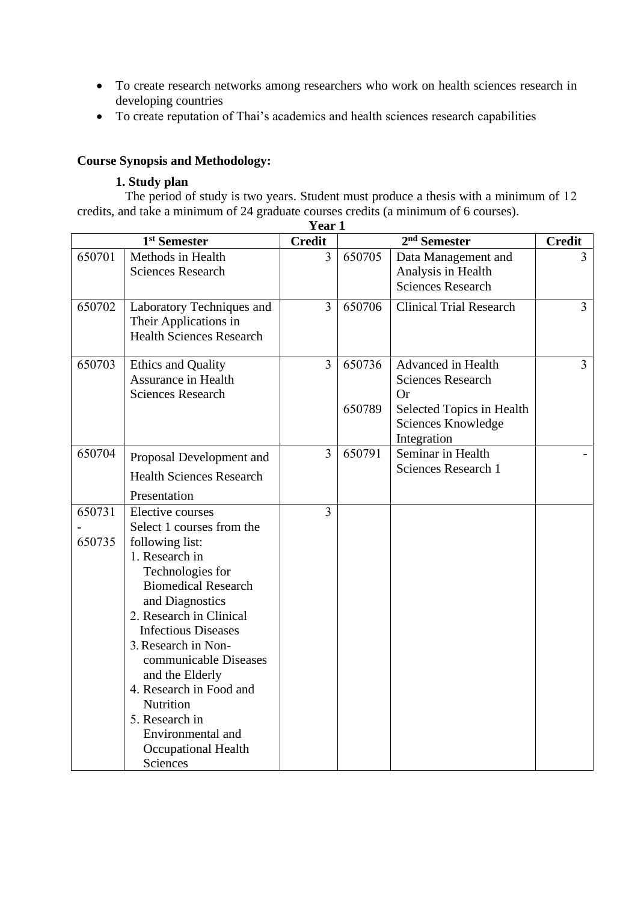- To create research networks among researchers who work on health sciences research in developing countries
- To create reputation of Thai's academics and health sciences research capabilities

**Course Synopsis and Methodology:**

**1. Study plan**

The period of study is two years. Student must produce a thesis with a minimum of 12 credits, and take a minimum of 24 graduate courses credits (a minimum of 6 courses).

**Year 1**

| 1st Semester | | Credit | 2nd Semester | | Credit |
|---|---|---|---|---|---|
| 650701 | Methods in Health Sciences Research | 3 | 650705 | Data Management and Analysis in Health Sciences Research | 3 |
| 650702 | Laboratory Techniques and Their Applications in Health Sciences Research | 3 | 650706 | Clinical Trial Research | 3 |
| 650703 | Ethics and Quality Assurance in Health Sciences Research | 3 | 650736<br><br>650789 | Advanced in Health Sciences Research<br>Or<br>Selected Topics in Health Sciences Knowledge Integration | 3 |
| 650704 | Proposal Development and Health Sciences Research Presentation | 3 | 650791 | Seminar in Health Sciences Research 1 | - |
| 650731<br>-<br>650735 | Elective courses<br>Select 1 courses from the following list:<br>1. Research in Technologies for Biomedical Research and Diagnostics<br>2. Research in Clinical Infectious Diseases<br>3. Research in Non-communicable Diseases and the Elderly<br>4. Research in Food and Nutrition<br>5. Research in Environmental and Occupational Health Sciences | 3 | | | |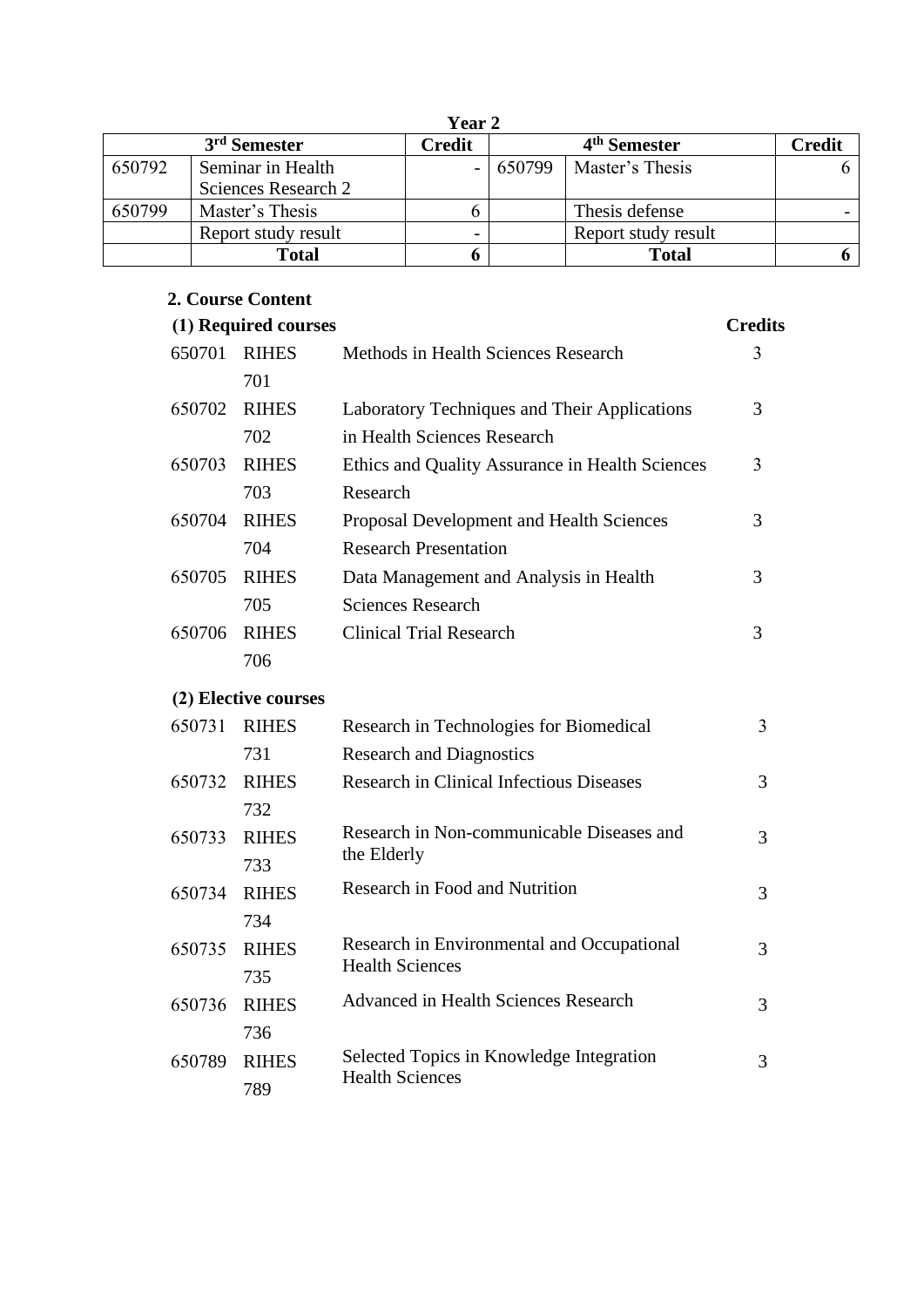**Year 2**

| 3rd Semester | | Credit | 4th Semester | | Credit |
|---|---|---|---|---|---|
| 650792 | Seminar in Health Sciences Research 2 | - | 650799 | Master's Thesis | 6 |
| 650799 | Master's Thesis | 6 | | Thesis defense | - |
| | Report study result | - | | Report study result | |
| | **Total** | **6** | | **Total** | **6** |

## 2. Course Content

### (1) Required courses

| Code | Course No. | Course Title | Credits |
|---|---|---|---|
| 650701 | RIHES 701 | Methods in Health Sciences Research | 3 |
| 650702 | RIHES 702 | Laboratory Techniques and Their Applications in Health Sciences Research | 3 |
| 650703 | RIHES 703 | Ethics and Quality Assurance in Health Sciences Research | 3 |
| 650704 | RIHES 704 | Proposal Development and Health Sciences Research Presentation | 3 |
| 650705 | RIHES 705 | Data Management and Analysis in Health Sciences Research | 3 |
| 650706 | RIHES 706 | Clinical Trial Research | 3 |

### (2) Elective courses

| Code | Course No. | Course Title | Credits |
|---|---|---|---|
| 650731 | RIHES 731 | Research in Technologies for Biomedical Research and Diagnostics | 3 |
| 650732 | RIHES 732 | Research in Clinical Infectious Diseases | 3 |
| 650733 | RIHES 733 | Research in Non-communicable Diseases and the Elderly | 3 |
| 650734 | RIHES 734 | Research in Food and Nutrition | 3 |
| 650735 | RIHES 735 | Research in Environmental and Occupational Health Sciences | 3 |
| 650736 | RIHES 736 | Advanced in Health Sciences Research | 3 |
| 650789 | RIHES 789 | Selected Topics in Knowledge Integration Health Sciences | 3 |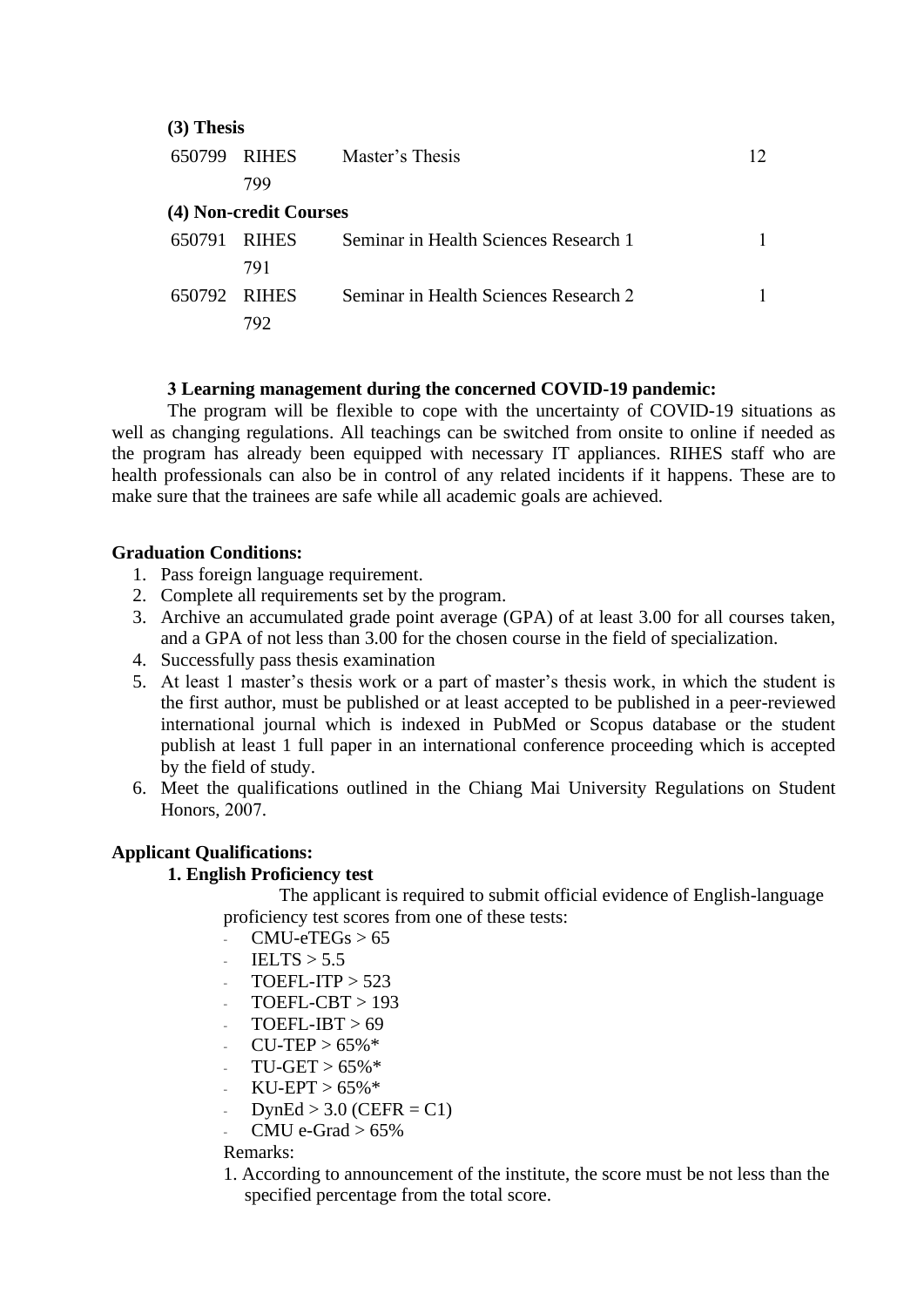**(3) Thesis**

| | | | |
|---|---|---|---|
| 650799 | RIHES 799 | Master's Thesis | 12 |

**(4) Non-credit Courses**

| | | | |
|---|---|---|---|
| 650791 | RIHES 791 | Seminar in Health Sciences Research 1 | 1 |
| 650792 | RIHES 792 | Seminar in Health Sciences Research 2 | 1 |

**3 Learning management during the concerned COVID-19 pandemic:**

The program will be flexible to cope with the uncertainty of COVID-19 situations as well as changing regulations. All teachings can be switched from onsite to online if needed as the program has already been equipped with necessary IT appliances. RIHES staff who are health professionals can also be in control of any related incidents if it happens. These are to make sure that the trainees are safe while all academic goals are achieved.

**Graduation Conditions:**

1. Pass foreign language requirement.
2. Complete all requirements set by the program.
3. Archive an accumulated grade point average (GPA) of at least 3.00 for all courses taken, and a GPA of not less than 3.00 for the chosen course in the field of specialization.
4. Successfully pass thesis examination
5. At least 1 master's thesis work or a part of master's thesis work, in which the student is the first author, must be published or at least accepted to be published in a peer-reviewed international journal which is indexed in PubMed or Scopus database or the student publish at least 1 full paper in an international conference proceeding which is accepted by the field of study.
6. Meet the qualifications outlined in the Chiang Mai University Regulations on Student Honors, 2007.

**Applicant Qualifications:**

**1. English Proficiency test**

The applicant is required to submit official evidence of English-language proficiency test scores from one of these tests:

- CMU-eTEGs > 65
- IELTS > 5.5
- TOEFL-ITP > 523
- TOEFL-CBT > 193
- TOEFL-IBT > 69
- CU-TEP > 65%*
- TU-GET > 65%*
- KU-EPT > 65%*
- DynEd > 3.0 (CEFR = C1)
- CMU e-Grad > 65%

Remarks:

1. According to announcement of the institute, the score must be not less than the specified percentage from the total score.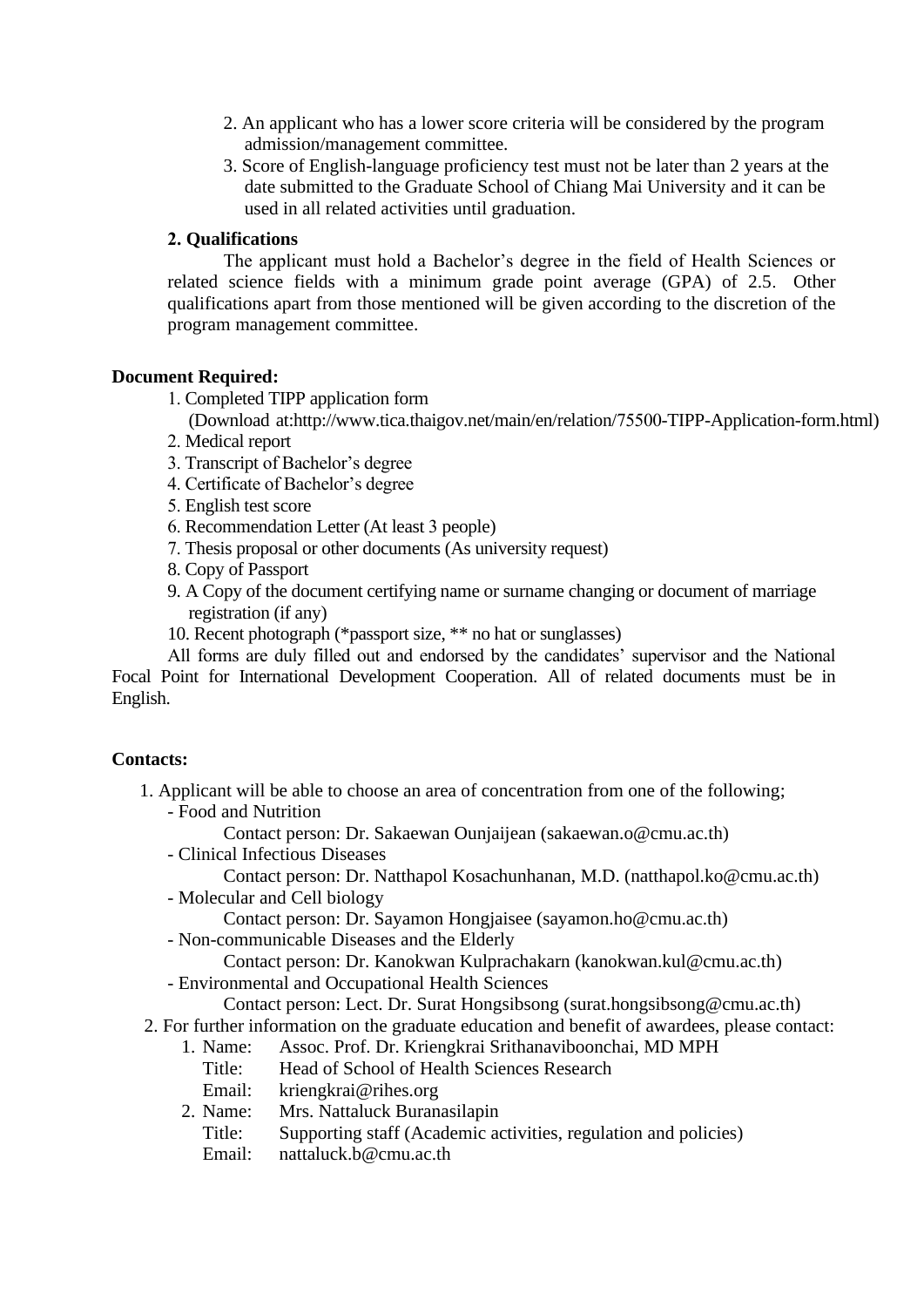2. An applicant who has a lower score criteria will be considered by the program admission/management committee.
3. Score of English-language proficiency test must not be later than 2 years at the date submitted to the Graduate School of Chiang Mai University and it can be used in all related activities until graduation.

**2. Qualifications**

The applicant must hold a Bachelor's degree in the field of Health Sciences or related science fields with a minimum grade point average (GPA) of 2.5. Other qualifications apart from those mentioned will be given according to the discretion of the program management committee.

**Document Required:**

1. Completed TIPP application form (Download at:http://www.tica.thaigov.net/main/en/relation/75500-TIPP-Application-form.html)
2. Medical report
3. Transcript of Bachelor's degree
4. Certificate of Bachelor's degree
5. English test score
6. Recommendation Letter (At least 3 people)
7. Thesis proposal or other documents (As university request)
8. Copy of Passport
9. A Copy of the document certifying name or surname changing or document of marriage registration (if any)
10. Recent photograph (*passport size, ** no hat or sunglasses)

All forms are duly filled out and endorsed by the candidates' supervisor and the National Focal Point for International Development Cooperation. All of related documents must be in English.

**Contacts:**

1. Applicant will be able to choose an area of concentration from one of the following;
   - Food and Nutrition
     Contact person: Dr. Sakaewan Ounjaijean (sakaewan.o@cmu.ac.th)
   - Clinical Infectious Diseases
     Contact person: Dr. Natthapol Kosachunhanan, M.D. (natthapol.ko@cmu.ac.th)
   - Molecular and Cell biology
     Contact person: Dr. Sayamon Hongjaisee (sayamon.ho@cmu.ac.th)
   - Non-communicable Diseases and the Elderly
     Contact person: Dr. Kanokwan Kulprachakarn (kanokwan.kul@cmu.ac.th)
   - Environmental and Occupational Health Sciences
     Contact person: Lect. Dr. Surat Hongsibsong (surat.hongsibsong@cmu.ac.th)
2. For further information on the graduate education and benefit of awardees, please contact:
   1. Name: Assoc. Prof. Dr. Kriengkrai Srithanaviboonchai, MD MPH
      Title: Head of School of Health Sciences Research
      Email: kriengkrai@rihes.org
   2. Name: Mrs. Nattaluck Buranasilapin
      Title: Supporting staff (Academic activities, regulation and policies)
      Email: nattaluck.b@cmu.ac.th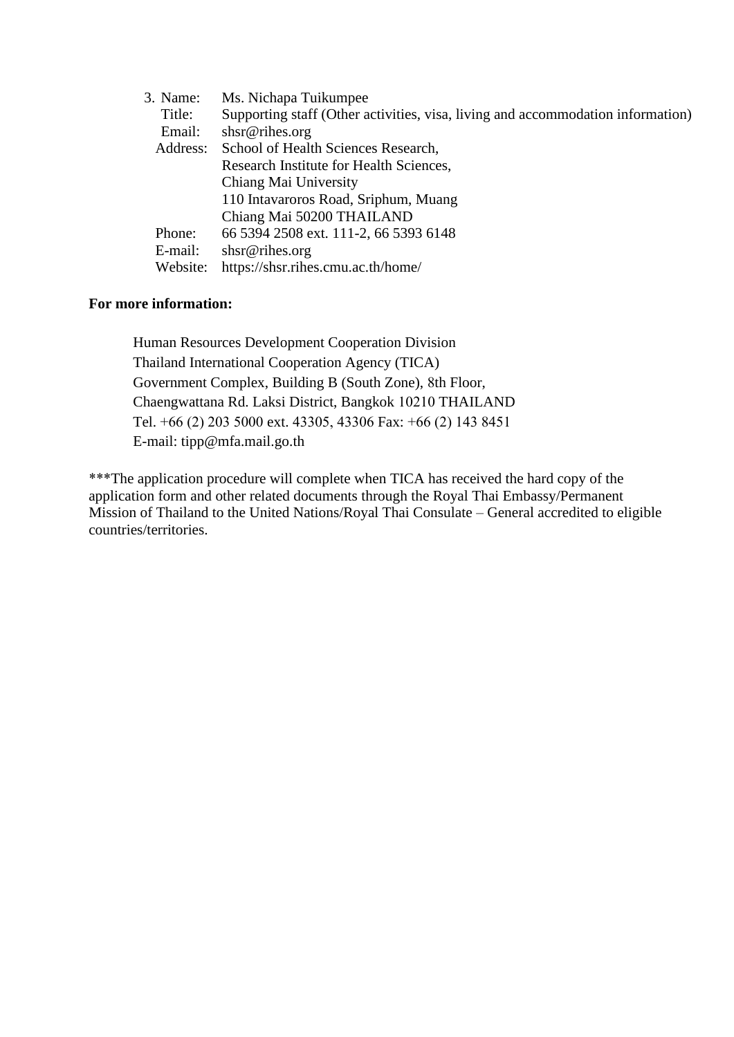3. Name: Ms. Nichapa Tuikumpee
   Title: Supporting staff (Other activities, visa, living and accommodation information)
   Email: shsr@rihes.org
   Address: School of Health Sciences Research,
   Research Institute for Health Sciences,
   Chiang Mai University
   110 Intavaroros Road, Sriphum, Muang
   Chiang Mai 50200 THAILAND
   Phone: 66 5394 2508 ext. 111-2, 66 5393 6148
   E-mail: shsr@rihes.org
   Website: https://shsr.rihes.cmu.ac.th/home/

**For more information:**

Human Resources Development Cooperation Division
Thailand International Cooperation Agency (TICA)
Government Complex, Building B (South Zone), 8th Floor,
Chaengwattana Rd. Laksi District, Bangkok 10210 THAILAND
Tel. +66 (2) 203 5000 ext. 43305, 43306 Fax: +66 (2) 143 8451
E-mail: tipp@mfa.mail.go.th

***The application procedure will complete when TICA has received the hard copy of the application form and other related documents through the Royal Thai Embassy/Permanent Mission of Thailand to the United Nations/Royal Thai Consulate – General accredited to eligible countries/territories.